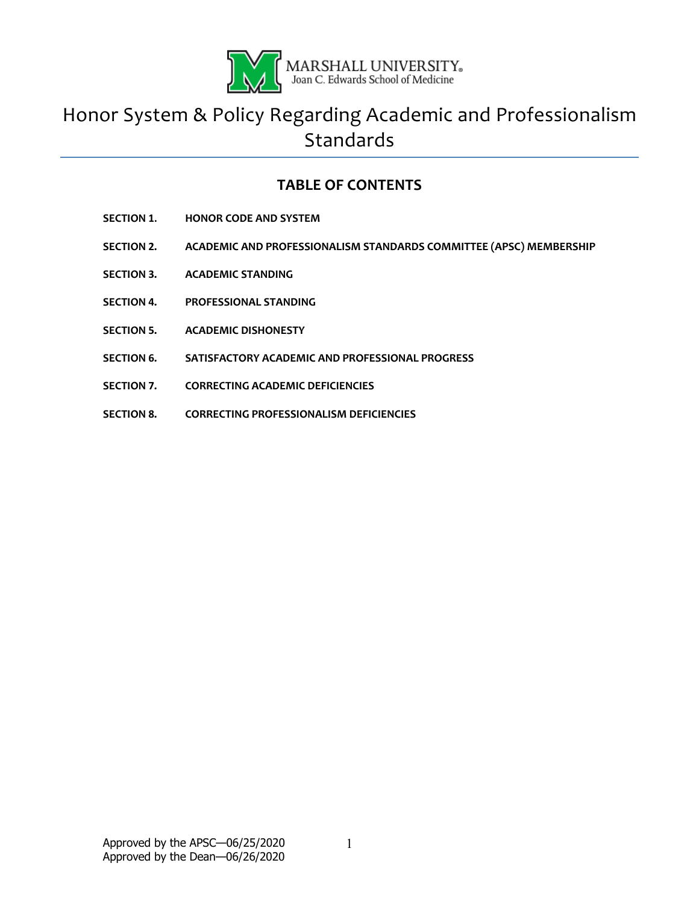MARSHALL UNIVERSITY.
Joan C. Edwards School of Medicine

# Honor System & Policy Regarding Academic and Professionalism Standards

## TABLE OF CONTENTS

**SECTION 1.** **HONOR CODE AND SYSTEM**

**SECTION 2.** **ACADEMIC AND PROFESSIONALISM STANDARDS COMMITTEE (APSC) MEMBERSHIP**

**SECTION 3.** **ACADEMIC STANDING**

**SECTION 4.** **PROFESSIONAL STANDING**

**SECTION 5.** **ACADEMIC DISHONESTY**

**SECTION 6.** **SATISFACTORY ACADEMIC AND PROFESSIONAL PROGRESS**

**SECTION 7.** **CORRECTING ACADEMIC DEFICIENCIES**

**SECTION 8.** **CORRECTING PROFESSIONALISM DEFICIENCIES**

Approved by the APSC—06/25/2020
Approved by the Dean—06/26/2020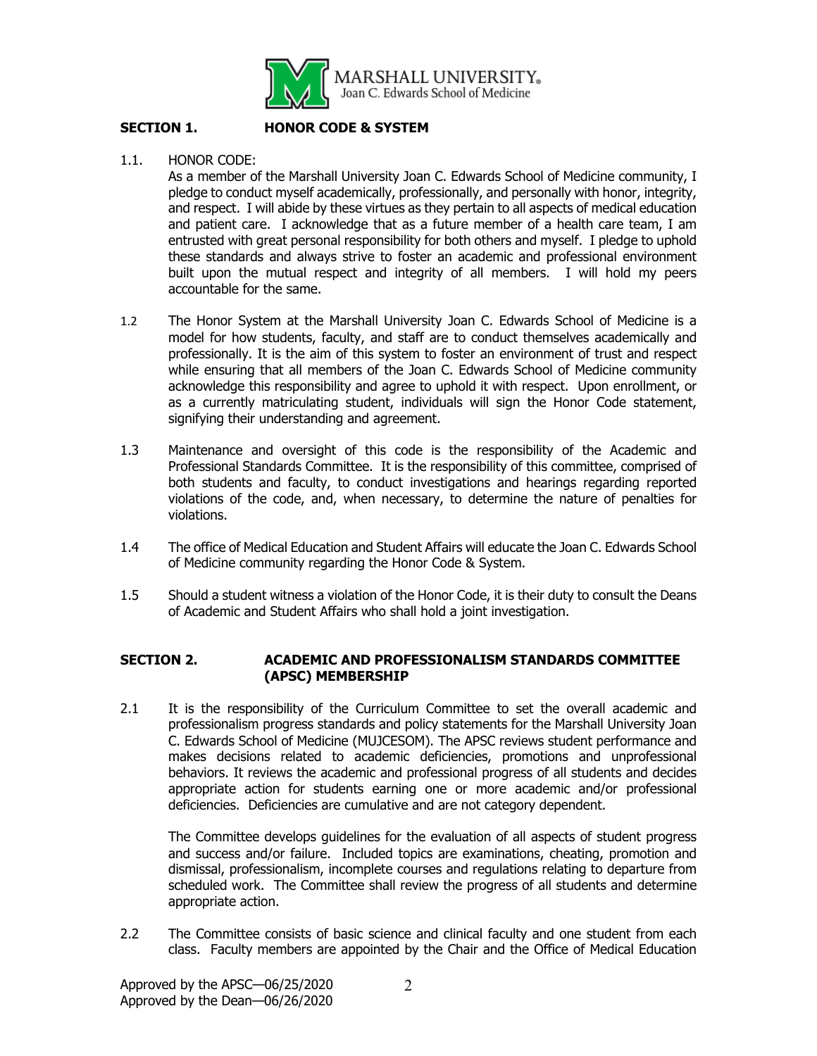## SECTION 1. HONOR CODE & SYSTEM

1.1. HONOR CODE:

As a member of the Marshall University Joan C. Edwards School of Medicine community, I pledge to conduct myself academically, professionally, and personally with honor, integrity, and respect. I will abide by these virtues as they pertain to all aspects of medical education and patient care. I acknowledge that as a future member of a health care team, I am entrusted with great personal responsibility for both others and myself. I pledge to uphold these standards and always strive to foster an academic and professional environment built upon the mutual respect and integrity of all members. I will hold my peers accountable for the same.

1.2 The Honor System at the Marshall University Joan C. Edwards School of Medicine is a model for how students, faculty, and staff are to conduct themselves academically and professionally. It is the aim of this system to foster an environment of trust and respect while ensuring that all members of the Joan C. Edwards School of Medicine community acknowledge this responsibility and agree to uphold it with respect. Upon enrollment, or as a currently matriculating student, individuals will sign the Honor Code statement, signifying their understanding and agreement.

1.3 Maintenance and oversight of this code is the responsibility of the Academic and Professional Standards Committee. It is the responsibility of this committee, comprised of both students and faculty, to conduct investigations and hearings regarding reported violations of the code, and, when necessary, to determine the nature of penalties for violations.

1.4 The office of Medical Education and Student Affairs will educate the Joan C. Edwards School of Medicine community regarding the Honor Code & System.

1.5 Should a student witness a violation of the Honor Code, it is their duty to consult the Deans of Academic and Student Affairs who shall hold a joint investigation.

## SECTION 2. ACADEMIC AND PROFESSIONALISM STANDARDS COMMITTEE (APSC) MEMBERSHIP

2.1 It is the responsibility of the Curriculum Committee to set the overall academic and professionalism progress standards and policy statements for the Marshall University Joan C. Edwards School of Medicine (MUJCESOM). The APSC reviews student performance and makes decisions related to academic deficiencies, promotions and unprofessional behaviors. It reviews the academic and professional progress of all students and decides appropriate action for students earning one or more academic and/or professional deficiencies. Deficiencies are cumulative and are not category dependent.

The Committee develops guidelines for the evaluation of all aspects of student progress and success and/or failure. Included topics are examinations, cheating, promotion and dismissal, professionalism, incomplete courses and regulations relating to departure from scheduled work. The Committee shall review the progress of all students and determine appropriate action.

2.2 The Committee consists of basic science and clinical faculty and one student from each class. Faculty members are appointed by the Chair and the Office of Medical Education

Approved by the APSC—06/25/2020
Approved by the Dean—06/26/2020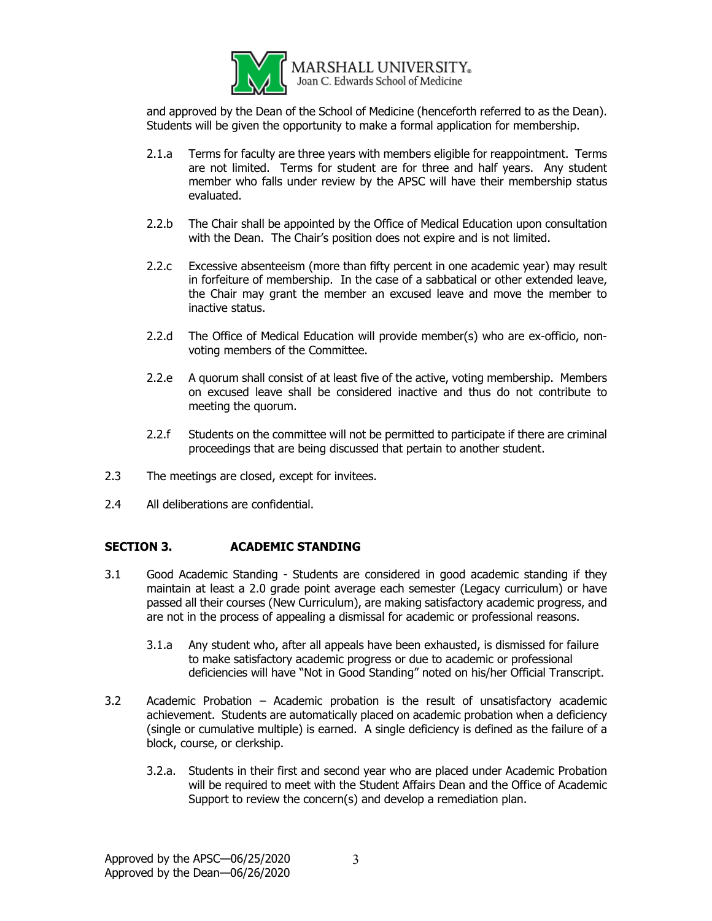and approved by the Dean of the School of Medicine (henceforth referred to as the Dean). Students will be given the opportunity to make a formal application for membership.

2.1.a Terms for faculty are three years with members eligible for reappointment. Terms are not limited. Terms for student are for three and half years. Any student member who falls under review by the APSC will have their membership status evaluated.

2.2.b The Chair shall be appointed by the Office of Medical Education upon consultation with the Dean. The Chair's position does not expire and is not limited.

2.2.c Excessive absenteeism (more than fifty percent in one academic year) may result in forfeiture of membership. In the case of a sabbatical or other extended leave, the Chair may grant the member an excused leave and move the member to inactive status.

2.2.d The Office of Medical Education will provide member(s) who are ex-officio, non-voting members of the Committee.

2.2.e A quorum shall consist of at least five of the active, voting membership. Members on excused leave shall be considered inactive and thus do not contribute to meeting the quorum.

2.2.f Students on the committee will not be permitted to participate if there are criminal proceedings that are being discussed that pertain to another student.

2.3 The meetings are closed, except for invitees.

2.4 All deliberations are confidential.

## SECTION 3. ACADEMIC STANDING

3.1 Good Academic Standing - Students are considered in good academic standing if they maintain at least a 2.0 grade point average each semester (Legacy curriculum) or have passed all their courses (New Curriculum), are making satisfactory academic progress, and are not in the process of appealing a dismissal for academic or professional reasons.

3.1.a Any student who, after all appeals have been exhausted, is dismissed for failure to make satisfactory academic progress or due to academic or professional deficiencies will have "Not in Good Standing" noted on his/her Official Transcript.

3.2 Academic Probation – Academic probation is the result of unsatisfactory academic achievement. Students are automatically placed on academic probation when a deficiency (single or cumulative multiple) is earned. A single deficiency is defined as the failure of a block, course, or clerkship.

3.2.a. Students in their first and second year who are placed under Academic Probation will be required to meet with the Student Affairs Dean and the Office of Academic Support to review the concern(s) and develop a remediation plan.

Approved by the APSC—06/25/2020
Approved by the Dean—06/26/2020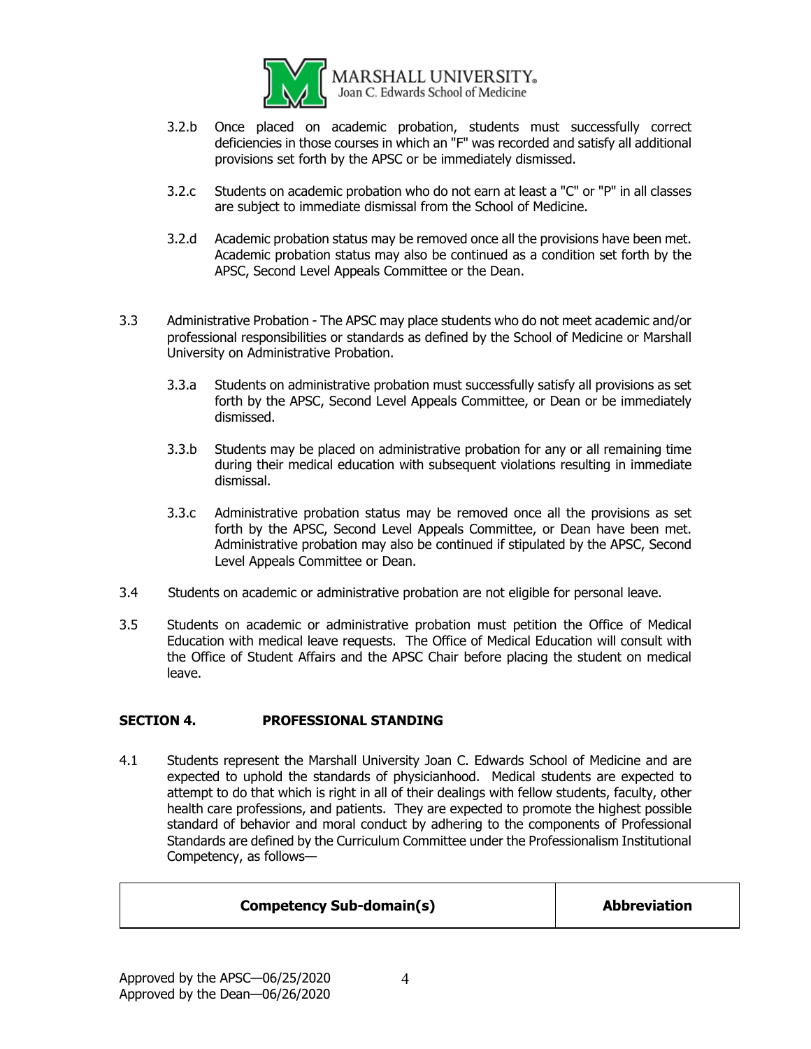3.2.b Once placed on academic probation, students must successfully correct deficiencies in those courses in which an "F" was recorded and satisfy all additional provisions set forth by the APSC or be immediately dismissed.

3.2.c Students on academic probation who do not earn at least a "C" or "P" in all classes are subject to immediate dismissal from the School of Medicine.

3.2.d Academic probation status may be removed once all the provisions have been met. Academic probation status may also be continued as a condition set forth by the APSC, Second Level Appeals Committee or the Dean.

3.3 Administrative Probation - The APSC may place students who do not meet academic and/or professional responsibilities or standards as defined by the School of Medicine or Marshall University on Administrative Probation.

3.3.a Students on administrative probation must successfully satisfy all provisions as set forth by the APSC, Second Level Appeals Committee, or Dean or be immediately dismissed.

3.3.b Students may be placed on administrative probation for any or all remaining time during their medical education with subsequent violations resulting in immediate dismissal.

3.3.c Administrative probation status may be removed once all the provisions as set forth by the APSC, Second Level Appeals Committee, or Dean have been met. Administrative probation may also be continued if stipulated by the APSC, Second Level Appeals Committee or Dean.

3.4 Students on academic or administrative probation are not eligible for personal leave.

3.5 Students on academic or administrative probation must petition the Office of Medical Education with medical leave requests. The Office of Medical Education will consult with the Office of Student Affairs and the APSC Chair before placing the student on medical leave.

## SECTION 4. PROFESSIONAL STANDING

4.1 Students represent the Marshall University Joan C. Edwards School of Medicine and are expected to uphold the standards of physicianhood. Medical students are expected to attempt to do that which is right in all of their dealings with fellow students, faculty, other health care professions, and patients. They are expected to promote the highest possible standard of behavior and moral conduct by adhering to the components of Professional Standards are defined by the Curriculum Committee under the Professionalism Institutional Competency, as follows—

| Competency Sub-domain(s) | Abbreviation |
|---|---|

Approved by the APSC—06/25/2020
Approved by the Dean—06/26/2020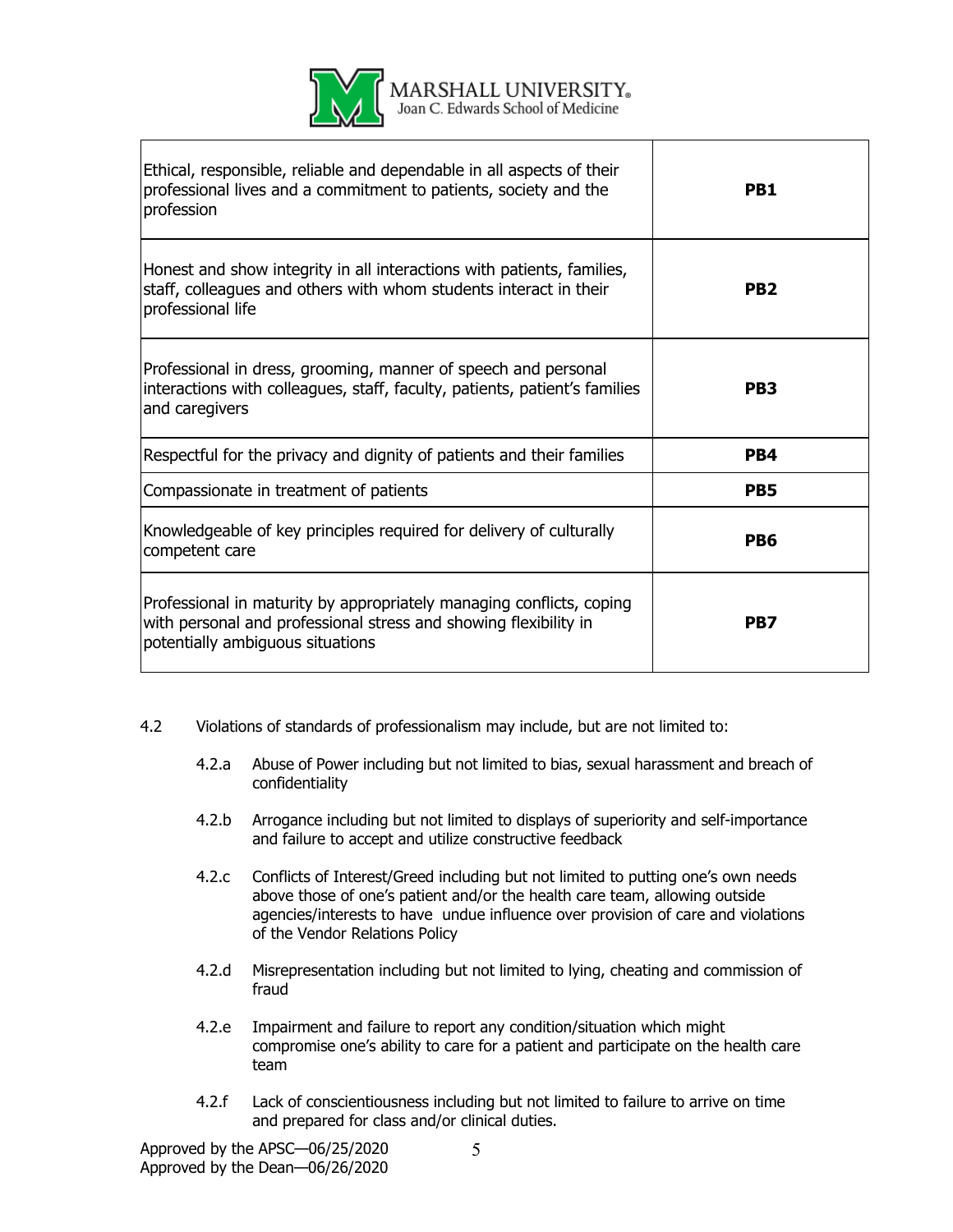| | |
|---|---|
| Ethical, responsible, reliable and dependable in all aspects of their professional lives and a commitment to patients, society and the profession | **PB1** |
| Honest and show integrity in all interactions with patients, families, staff, colleagues and others with whom students interact in their professional life | **PB2** |
| Professional in dress, grooming, manner of speech and personal interactions with colleagues, staff, faculty, patients, patient's families and caregivers | **PB3** |
| Respectful for the privacy and dignity of patients and their families | **PB4** |
| Compassionate in treatment of patients | **PB5** |
| Knowledgeable of key principles required for delivery of culturally competent care | **PB6** |
| Professional in maturity by appropriately managing conflicts, coping with personal and professional stress and showing flexibility in potentially ambiguous situations | **PB7** |

4.2 Violations of standards of professionalism may include, but are not limited to:

- 4.2.a Abuse of Power including but not limited to bias, sexual harassment and breach of confidentiality
- 4.2.b Arrogance including but not limited to displays of superiority and self-importance and failure to accept and utilize constructive feedback
- 4.2.c Conflicts of Interest/Greed including but not limited to putting one's own needs above those of one's patient and/or the health care team, allowing outside agencies/interests to have undue influence over provision of care and violations of the Vendor Relations Policy
- 4.2.d Misrepresentation including but not limited to lying, cheating and commission of fraud
- 4.2.e Impairment and failure to report any condition/situation which might compromise one's ability to care for a patient and participate on the health care team
- 4.2.f Lack of conscientiousness including but not limited to failure to arrive on time and prepared for class and/or clinical duties.

Approved by the APSC—06/25/2020
Approved by the Dean—06/26/2020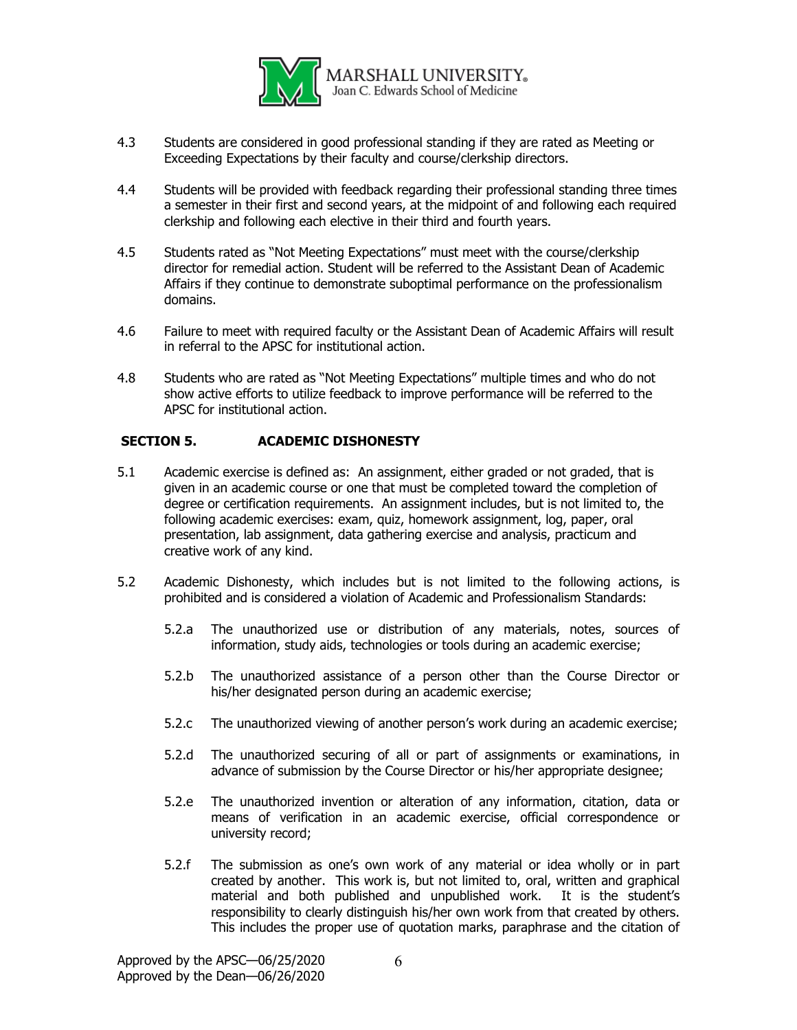4.3 Students are considered in good professional standing if they are rated as Meeting or Exceeding Expectations by their faculty and course/clerkship directors.

4.4 Students will be provided with feedback regarding their professional standing three times a semester in their first and second years, at the midpoint of and following each required clerkship and following each elective in their third and fourth years.

4.5 Students rated as "Not Meeting Expectations" must meet with the course/clerkship director for remedial action. Student will be referred to the Assistant Dean of Academic Affairs if they continue to demonstrate suboptimal performance on the professionalism domains.

4.6 Failure to meet with required faculty or the Assistant Dean of Academic Affairs will result in referral to the APSC for institutional action.

4.8 Students who are rated as "Not Meeting Expectations" multiple times and who do not show active efforts to utilize feedback to improve performance will be referred to the APSC for institutional action.

## SECTION 5. ACADEMIC DISHONESTY

5.1 Academic exercise is defined as: An assignment, either graded or not graded, that is given in an academic course or one that must be completed toward the completion of degree or certification requirements. An assignment includes, but is not limited to, the following academic exercises: exam, quiz, homework assignment, log, paper, oral presentation, lab assignment, data gathering exercise and analysis, practicum and creative work of any kind.

5.2 Academic Dishonesty, which includes but is not limited to the following actions, is prohibited and is considered a violation of Academic and Professionalism Standards:

5.2.a The unauthorized use or distribution of any materials, notes, sources of information, study aids, technologies or tools during an academic exercise;

5.2.b The unauthorized assistance of a person other than the Course Director or his/her designated person during an academic exercise;

5.2.c The unauthorized viewing of another person's work during an academic exercise;

5.2.d The unauthorized securing of all or part of assignments or examinations, in advance of submission by the Course Director or his/her appropriate designee;

5.2.e The unauthorized invention or alteration of any information, citation, data or means of verification in an academic exercise, official correspondence or university record;

5.2.f The submission as one's own work of any material or idea wholly or in part created by another. This work is, but not limited to, oral, written and graphical material and both published and unpublished work. It is the student's responsibility to clearly distinguish his/her own work from that created by others. This includes the proper use of quotation marks, paraphrase and the citation of

Approved by the APSC—06/25/2020
Approved by the Dean—06/26/2020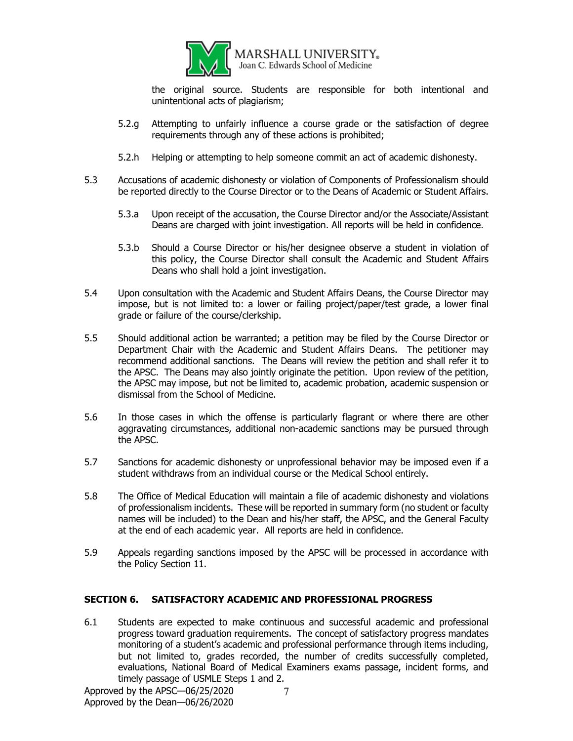the original source. Students are responsible for both intentional and unintentional acts of plagiarism;

5.2.g Attempting to unfairly influence a course grade or the satisfaction of degree requirements through any of these actions is prohibited;

5.2.h Helping or attempting to help someone commit an act of academic dishonesty.

5.3 Accusations of academic dishonesty or violation of Components of Professionalism should be reported directly to the Course Director or to the Deans of Academic or Student Affairs.

5.3.a Upon receipt of the accusation, the Course Director and/or the Associate/Assistant Deans are charged with joint investigation. All reports will be held in confidence.

5.3.b Should a Course Director or his/her designee observe a student in violation of this policy, the Course Director shall consult the Academic and Student Affairs Deans who shall hold a joint investigation.

5.4 Upon consultation with the Academic and Student Affairs Deans, the Course Director may impose, but is not limited to: a lower or failing project/paper/test grade, a lower final grade or failure of the course/clerkship.

5.5 Should additional action be warranted; a petition may be filed by the Course Director or Department Chair with the Academic and Student Affairs Deans. The petitioner may recommend additional sanctions. The Deans will review the petition and shall refer it to the APSC. The Deans may also jointly originate the petition. Upon review of the petition, the APSC may impose, but not be limited to, academic probation, academic suspension or dismissal from the School of Medicine.

5.6 In those cases in which the offense is particularly flagrant or where there are other aggravating circumstances, additional non-academic sanctions may be pursued through the APSC.

5.7 Sanctions for academic dishonesty or unprofessional behavior may be imposed even if a student withdraws from an individual course or the Medical School entirely.

5.8 The Office of Medical Education will maintain a file of academic dishonesty and violations of professionalism incidents. These will be reported in summary form (no student or faculty names will be included) to the Dean and his/her staff, the APSC, and the General Faculty at the end of each academic year. All reports are held in confidence.

5.9 Appeals regarding sanctions imposed by the APSC will be processed in accordance with the Policy Section 11.

## SECTION 6. SATISFACTORY ACADEMIC AND PROFESSIONAL PROGRESS

6.1 Students are expected to make continuous and successful academic and professional progress toward graduation requirements. The concept of satisfactory progress mandates monitoring of a student's academic and professional performance through items including, but not limited to, grades recorded, the number of credits successfully completed, evaluations, National Board of Medical Examiners exams passage, incident forms, and timely passage of USMLE Steps 1 and 2.

Approved by the APSC—06/25/2020
Approved by the Dean—06/26/2020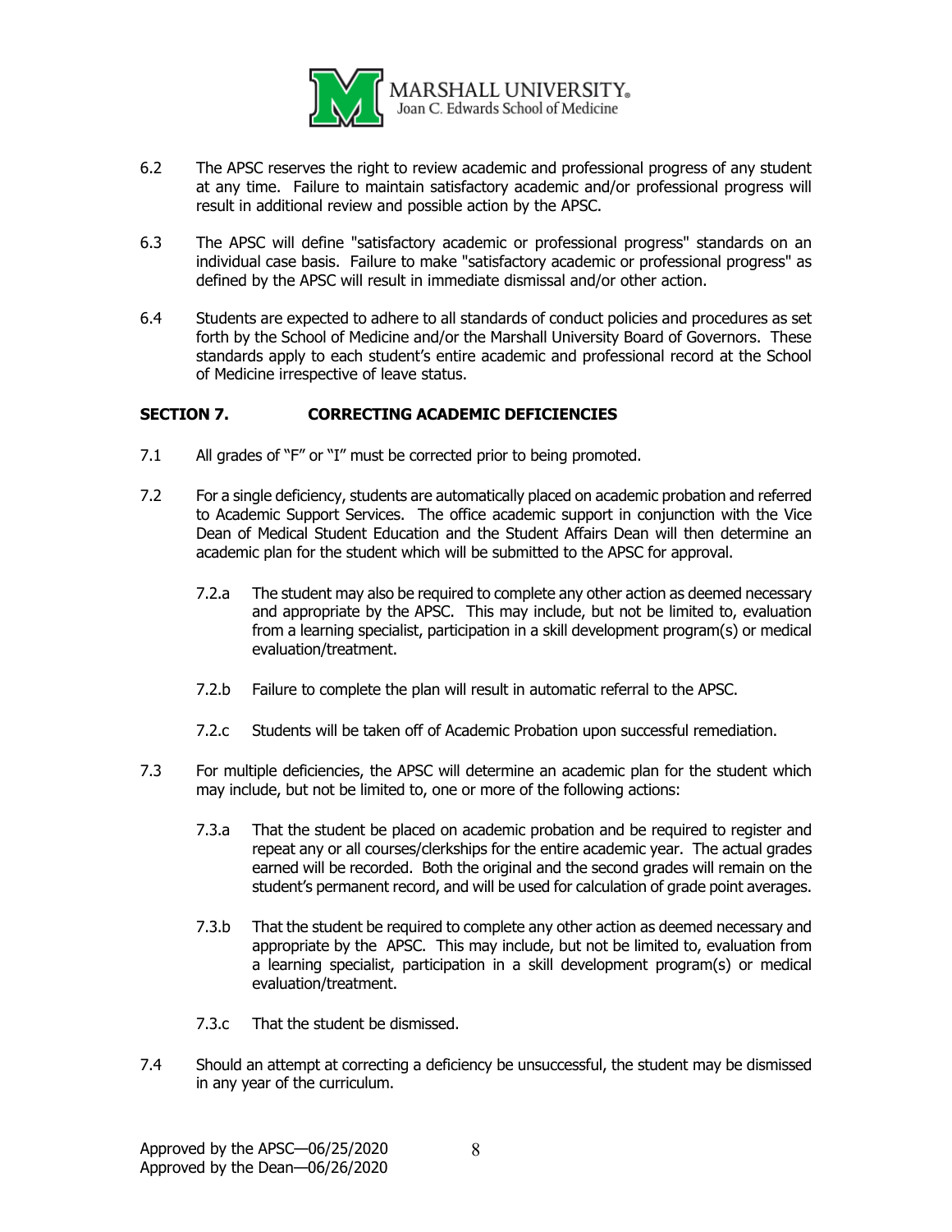6.2 The APSC reserves the right to review academic and professional progress of any student at any time. Failure to maintain satisfactory academic and/or professional progress will result in additional review and possible action by the APSC.

6.3 The APSC will define "satisfactory academic or professional progress" standards on an individual case basis. Failure to make "satisfactory academic or professional progress" as defined by the APSC will result in immediate dismissal and/or other action.

6.4 Students are expected to adhere to all standards of conduct policies and procedures as set forth by the School of Medicine and/or the Marshall University Board of Governors. These standards apply to each student's entire academic and professional record at the School of Medicine irrespective of leave status.

## SECTION 7. CORRECTING ACADEMIC DEFICIENCIES

7.1 All grades of "F" or "I" must be corrected prior to being promoted.

7.2 For a single deficiency, students are automatically placed on academic probation and referred to Academic Support Services. The office academic support in conjunction with the Vice Dean of Medical Student Education and the Student Affairs Dean will then determine an academic plan for the student which will be submitted to the APSC for approval.

- 7.2.a The student may also be required to complete any other action as deemed necessary and appropriate by the APSC. This may include, but not be limited to, evaluation from a learning specialist, participation in a skill development program(s) or medical evaluation/treatment.
- 7.2.b Failure to complete the plan will result in automatic referral to the APSC.
- 7.2.c Students will be taken off of Academic Probation upon successful remediation.

7.3 For multiple deficiencies, the APSC will determine an academic plan for the student which may include, but not be limited to, one or more of the following actions:

- 7.3.a That the student be placed on academic probation and be required to register and repeat any or all courses/clerkships for the entire academic year. The actual grades earned will be recorded. Both the original and the second grades will remain on the student's permanent record, and will be used for calculation of grade point averages.
- 7.3.b That the student be required to complete any other action as deemed necessary and appropriate by the APSC. This may include, but not be limited to, evaluation from a learning specialist, participation in a skill development program(s) or medical evaluation/treatment.
- 7.3.c That the student be dismissed.

7.4 Should an attempt at correcting a deficiency be unsuccessful, the student may be dismissed in any year of the curriculum.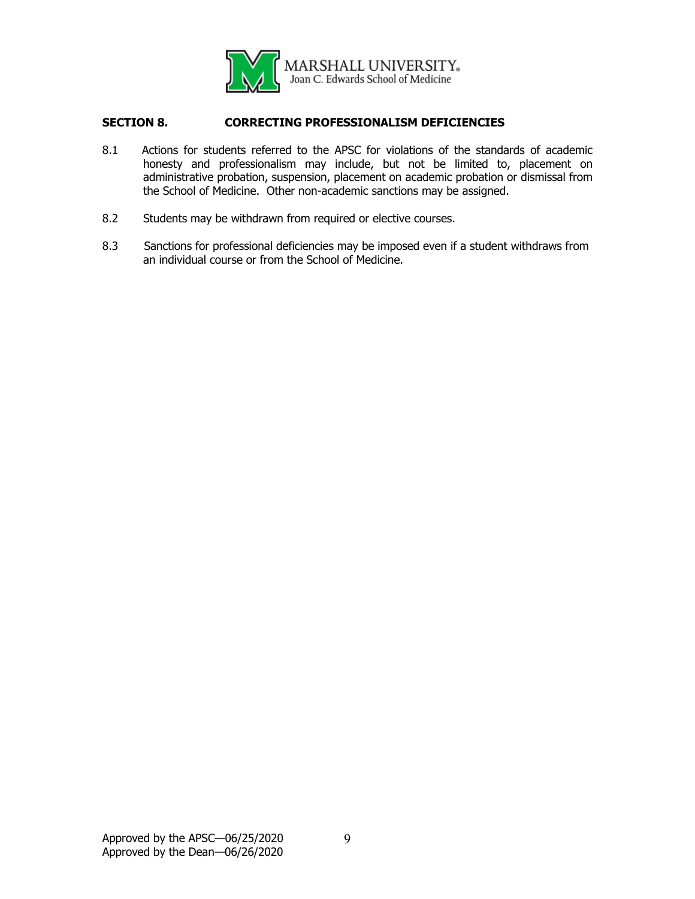## SECTION 8. CORRECTING PROFESSIONALISM DEFICIENCIES

8.1 Actions for students referred to the APSC for violations of the standards of academic honesty and professionalism may include, but not be limited to, placement on administrative probation, suspension, placement on academic probation or dismissal from the School of Medicine. Other non-academic sanctions may be assigned.

8.2 Students may be withdrawn from required or elective courses.

8.3 Sanctions for professional deficiencies may be imposed even if a student withdraws from an individual course or from the School of Medicine.